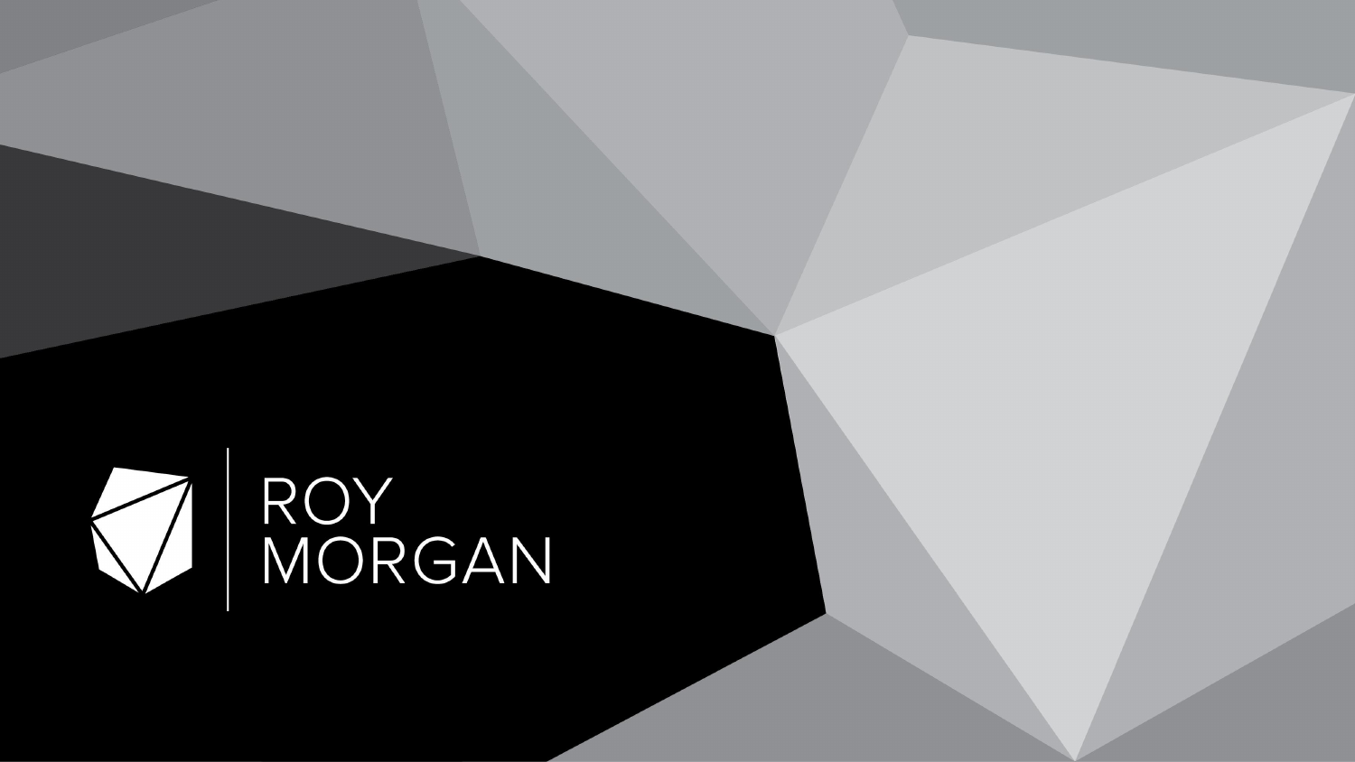ROY
MORGAN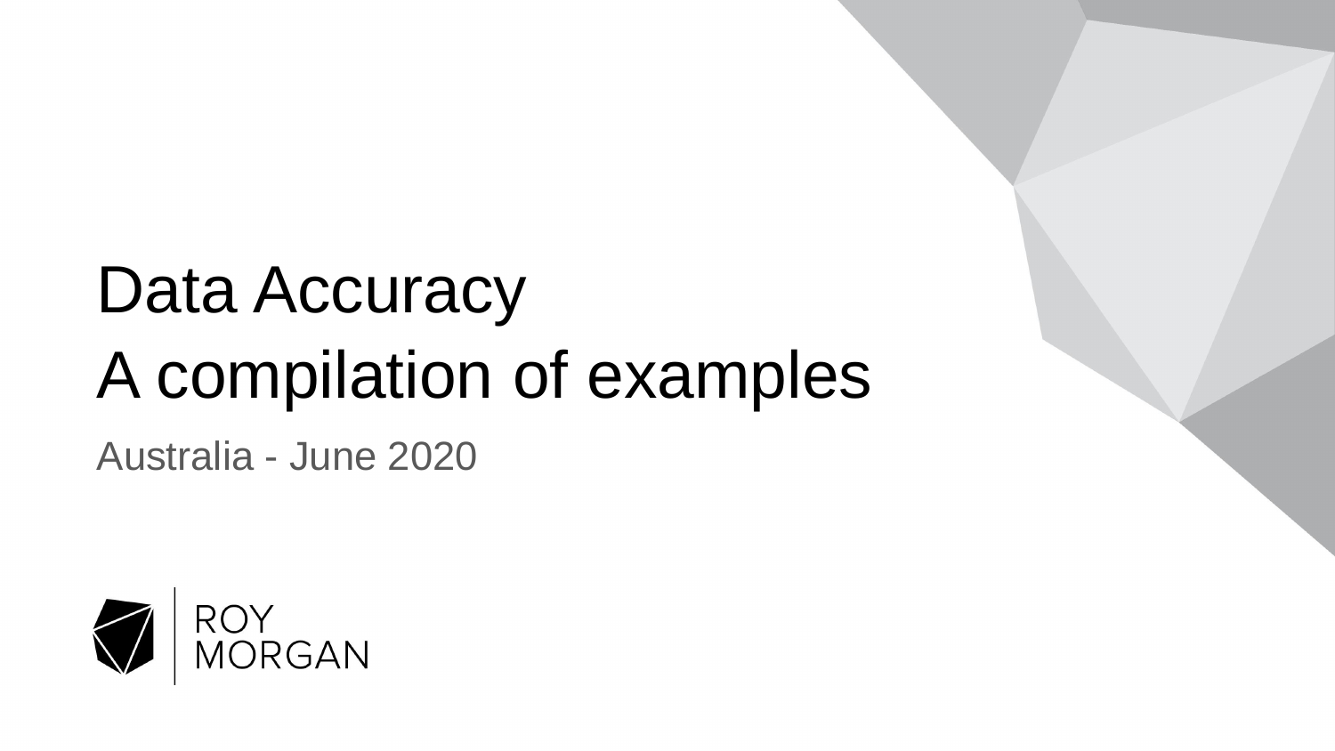# Data Accuracy
# A compilation of examples

Australia - June 2020

ROY MORGAN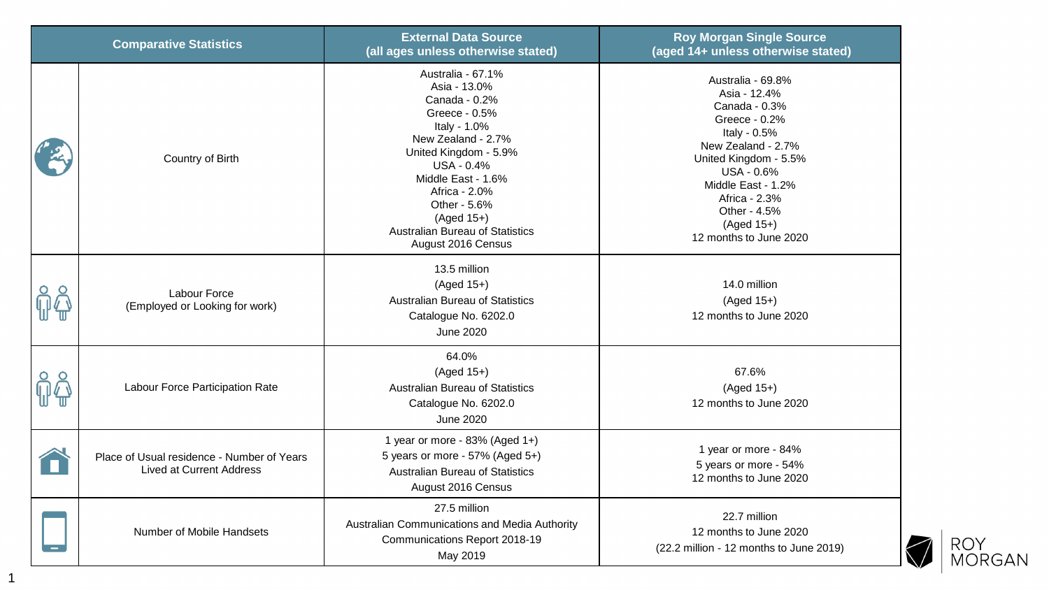| Comparative Statistics | External Data Source (all ages unless otherwise stated) | Roy Morgan Single Source (aged 14+ unless otherwise stated) |
|---|---|---|
| Country of Birth | Australia - 67.1%<br>Asia - 13.0%<br>Canada - 0.2%<br>Greece - 0.5%<br>Italy - 1.0%<br>New Zealand - 2.7%<br>United Kingdom - 5.9%<br>USA - 0.4%<br>Middle East - 1.6%<br>Africa - 2.0%<br>Other - 5.6%<br>(Aged 15+)<br>Australian Bureau of Statistics<br>August 2016 Census | Australia - 69.8%<br>Asia - 12.4%<br>Canada - 0.3%<br>Greece - 0.2%<br>Italy - 0.5%<br>New Zealand - 2.7%<br>United Kingdom - 5.5%<br>USA - 0.6%<br>Middle East - 1.2%<br>Africa - 2.3%<br>Other - 4.5%<br>(Aged 15+)<br>12 months to June 2020 |
| Labour Force (Employed or Looking for work) | 13.5 million<br>(Aged 15+)<br>Australian Bureau of Statistics<br>Catalogue No. 6202.0<br>June 2020 | 14.0 million<br>(Aged 15+)<br>12 months to June 2020 |
| Labour Force Participation Rate | 64.0%<br>(Aged 15+)<br>Australian Bureau of Statistics<br>Catalogue No. 6202.0<br>June 2020 | 67.6%<br>(Aged 15+)<br>12 months to June 2020 |
| Place of Usual residence - Number of Years Lived at Current Address | 1 year or more - 83% (Aged 1+)<br>5 years or more - 57% (Aged 5+)<br>Australian Bureau of Statistics<br>August 2016 Census | 1 year or more - 84%<br>5 years or more - 54%<br>12 months to June 2020 |
| Number of Mobile Handsets | 27.5 million<br>Australian Communications and Media Authority<br>Communications Report 2018-19<br>May 2019 | 22.7 million<br>12 months to June 2020<br>(22.2 million - 12 months to June 2019) |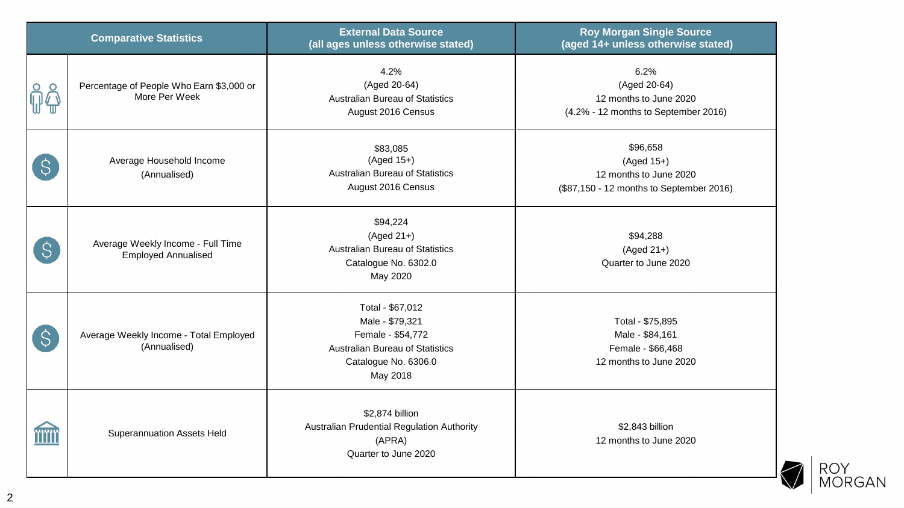| Comparative Statistics | External Data Source (all ages unless otherwise stated) | Roy Morgan Single Source (aged 14+ unless otherwise stated) |
|---|---|---|
| Percentage of People Who Earn $3,000 or More Per Week | 4.2%<br>(Aged 20-64)<br>Australian Bureau of Statistics<br>August 2016 Census | 6.2%<br>(Aged 20-64)<br>12 months to June 2020<br>(4.2% - 12 months to September 2016) |
| Average Household Income (Annualised) | $83,085<br>(Aged 15+)<br>Australian Bureau of Statistics<br>August 2016 Census | $96,658<br>(Aged 15+)<br>12 months to June 2020<br>($87,150 - 12 months to September 2016) |
| Average Weekly Income - Full Time Employed Annualised | $94,224<br>(Aged 21+)<br>Australian Bureau of Statistics<br>Catalogue No. 6302.0<br>May 2020 | $94,288<br>(Aged 21+)<br>Quarter to June 2020 |
| Average Weekly Income - Total Employed (Annualised) | Total - $67,012<br>Male - $79,321<br>Female - $54,772<br>Australian Bureau of Statistics<br>Catalogue No. 6306.0<br>May 2018 | Total - $75,895<br>Male - $84,161<br>Female - $66,468<br>12 months to June 2020 |
| Superannuation Assets Held | $2,874 billion<br>Australian Prudential Regulation Authority (APRA)<br>Quarter to June 2020 | $2,843 billion<br>12 months to June 2020 |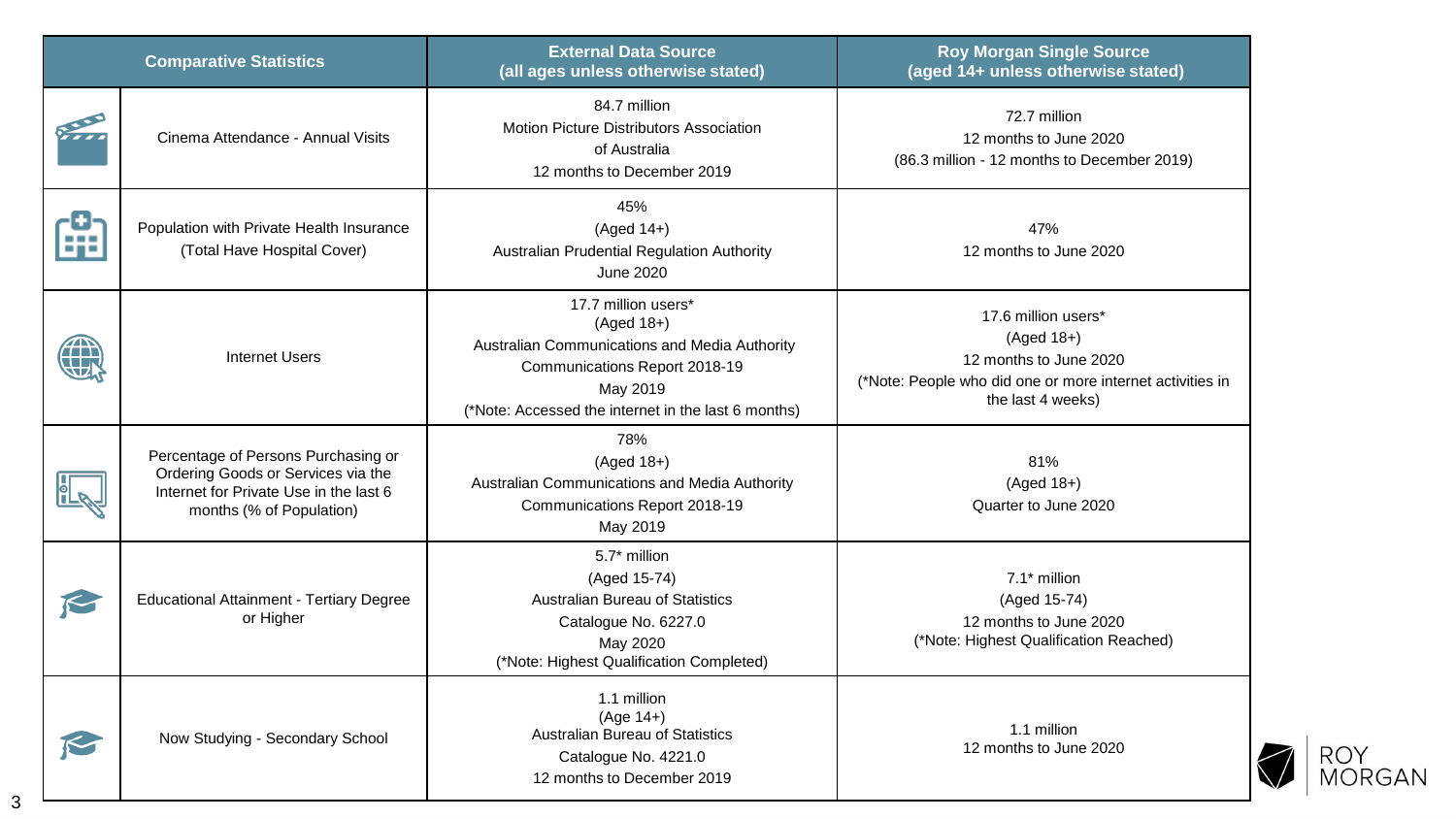| Comparative Statistics | External Data Source (all ages unless otherwise stated) | Roy Morgan Single Source (aged 14+ unless otherwise stated) |
| --- | --- | --- |
| Cinema Attendance - Annual Visits | 84.7 million<br>Motion Picture Distributors Association of Australia<br>12 months to December 2019 | 72.7 million<br>12 months to June 2020<br>(86.3 million - 12 months to December 2019) |
| Population with Private Health Insurance (Total Have Hospital Cover) | 45%<br>(Aged 14+)<br>Australian Prudential Regulation Authority<br>June 2020 | 47%<br>12 months to June 2020 |
| Internet Users | 17.7 million users*<br>(Aged 18+)<br>Australian Communications and Media Authority<br>Communications Report 2018-19<br>May 2019<br>(*Note: Accessed the internet in the last 6 months) | 17.6 million users*<br>(Aged 18+)<br>12 months to June 2020<br>(*Note: People who did one or more internet activities in the last 4 weeks) |
| Percentage of Persons Purchasing or Ordering Goods or Services via the Internet for Private Use in the last 6 months (% of Population) | 78%<br>(Aged 18+)<br>Australian Communications and Media Authority<br>Communications Report 2018-19<br>May 2019 | 81%<br>(Aged 18+)<br>Quarter to June 2020 |
| Educational Attainment - Tertiary Degree or Higher | 5.7* million<br>(Aged 15-74)<br>Australian Bureau of Statistics<br>Catalogue No. 6227.0<br>May 2020<br>(*Note: Highest Qualification Completed) | 7.1* million<br>(Aged 15-74)<br>12 months to June 2020<br>(*Note: Highest Qualification Reached) |
| Now Studying - Secondary School | 1.1 million<br>(Age 14+)<br>Australian Bureau of Statistics<br>Catalogue No. 4221.0<br>12 months to December 2019 | 1.1 million<br>12 months to June 2020 |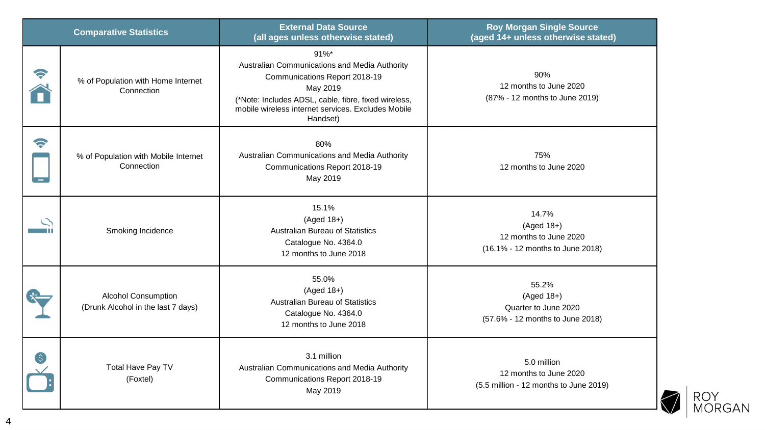| Comparative Statistics | | External Data Source (all ages unless otherwise stated) | Roy Morgan Single Source (aged 14+ unless otherwise stated) |
|---|---|---|---|
| | % of Population with Home Internet Connection | 91%* Australian Communications and Media Authority Communications Report 2018-19 May 2019 (*Note: Includes ADSL, cable, fibre, fixed wireless, mobile wireless internet services. Excludes Mobile Handset) | 90% 12 months to June 2020 (87% - 12 months to June 2019) |
| | % of Population with Mobile Internet Connection | 80% Australian Communications and Media Authority Communications Report 2018-19 May 2019 | 75% 12 months to June 2020 |
| | Smoking Incidence | 15.1% (Aged 18+) Australian Bureau of Statistics Catalogue No. 4364.0 12 months to June 2018 | 14.7% (Aged 18+) 12 months to June 2020 (16.1% - 12 months to June 2018) |
| | Alcohol Consumption (Drunk Alcohol in the last 7 days) | 55.0% (Aged 18+) Australian Bureau of Statistics Catalogue No. 4364.0 12 months to June 2018 | 55.2% (Aged 18+) Quarter to June 2020 (57.6% - 12 months to June 2018) |
| | Total Have Pay TV (Foxtel) | 3.1 million Australian Communications and Media Authority Communications Report 2018-19 May 2019 | 5.0 million 12 months to June 2020 (5.5 million - 12 months to June 2019) |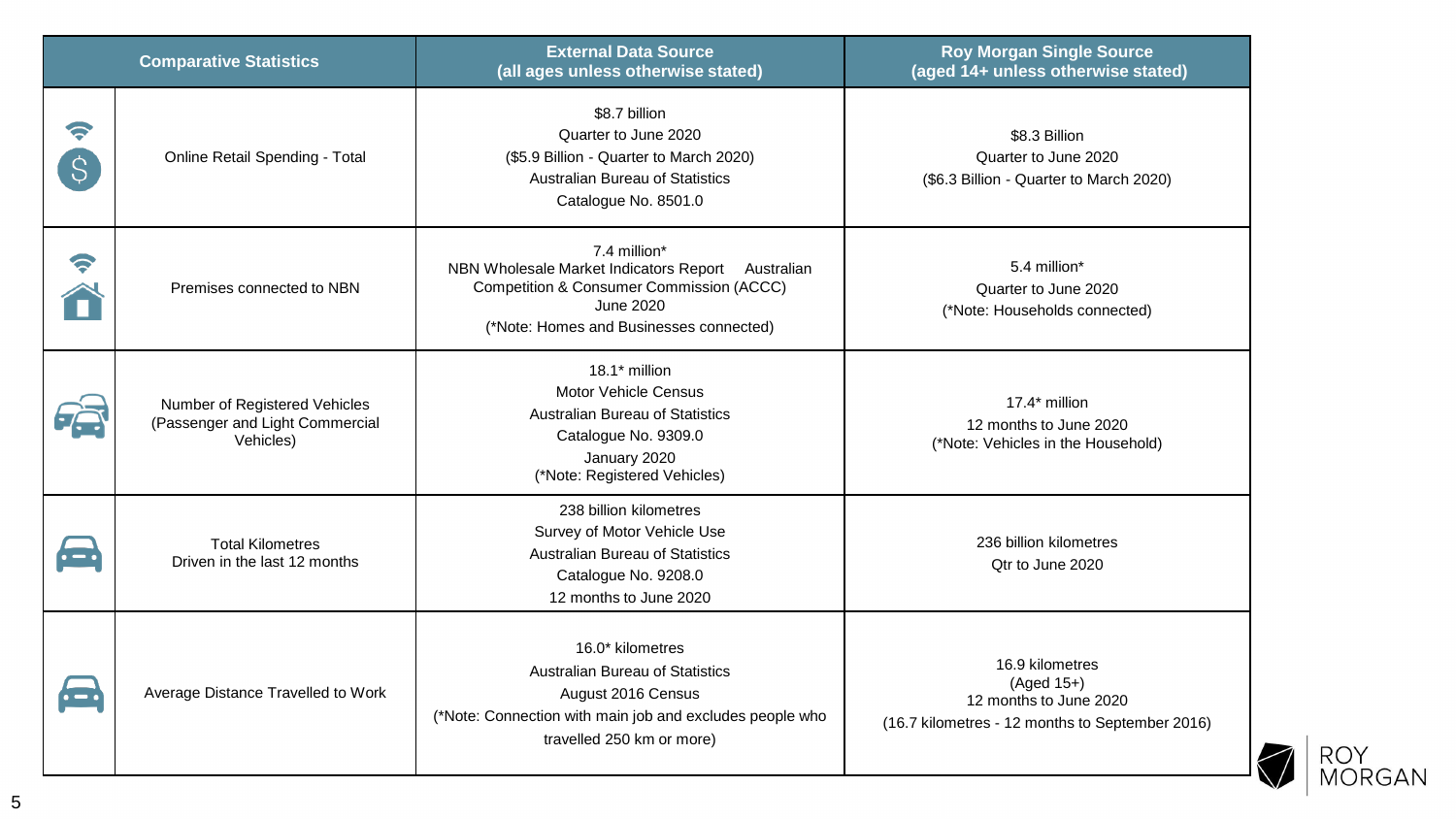| | Comparative Statistics | External Data Source (all ages unless otherwise stated) | Roy Morgan Single Source (aged 14+ unless otherwise stated) |
|---|---|---|---|
| | Online Retail Spending - Total | $8.7 billion<br>Quarter to June 2020<br>($5.9 Billion - Quarter to March 2020)<br>Australian Bureau of Statistics<br>Catalogue No. 8501.0 | $8.3 Billion<br>Quarter to June 2020<br>($6.3 Billion - Quarter to March 2020) |
| | Premises connected to NBN | 7.4 million*<br>NBN Wholesale Market Indicators Report Australian Competition & Consumer Commission (ACCC)<br>June 2020<br>(*Note: Homes and Businesses connected) | 5.4 million*<br>Quarter to June 2020<br>(*Note: Households connected) |
| | Number of Registered Vehicles (Passenger and Light Commercial Vehicles) | 18.1* million<br>Motor Vehicle Census<br>Australian Bureau of Statistics<br>Catalogue No. 9309.0<br>January 2020<br>(*Note: Registered Vehicles) | 17.4* million<br>12 months to June 2020<br>(*Note: Vehicles in the Household) |
| | Total Kilometres Driven in the last 12 months | 238 billion kilometres<br>Survey of Motor Vehicle Use<br>Australian Bureau of Statistics<br>Catalogue No. 9208.0<br>12 months to June 2020 | 236 billion kilometres<br>Qtr to June 2020 |
| | Average Distance Travelled to Work | 16.0* kilometres<br>Australian Bureau of Statistics<br>August 2016 Census<br>(*Note: Connection with main job and excludes people who travelled 250 km or more) | 16.9 kilometres<br>(Aged 15+)<br>12 months to June 2020<br>(16.7 kilometres - 12 months to September 2016) |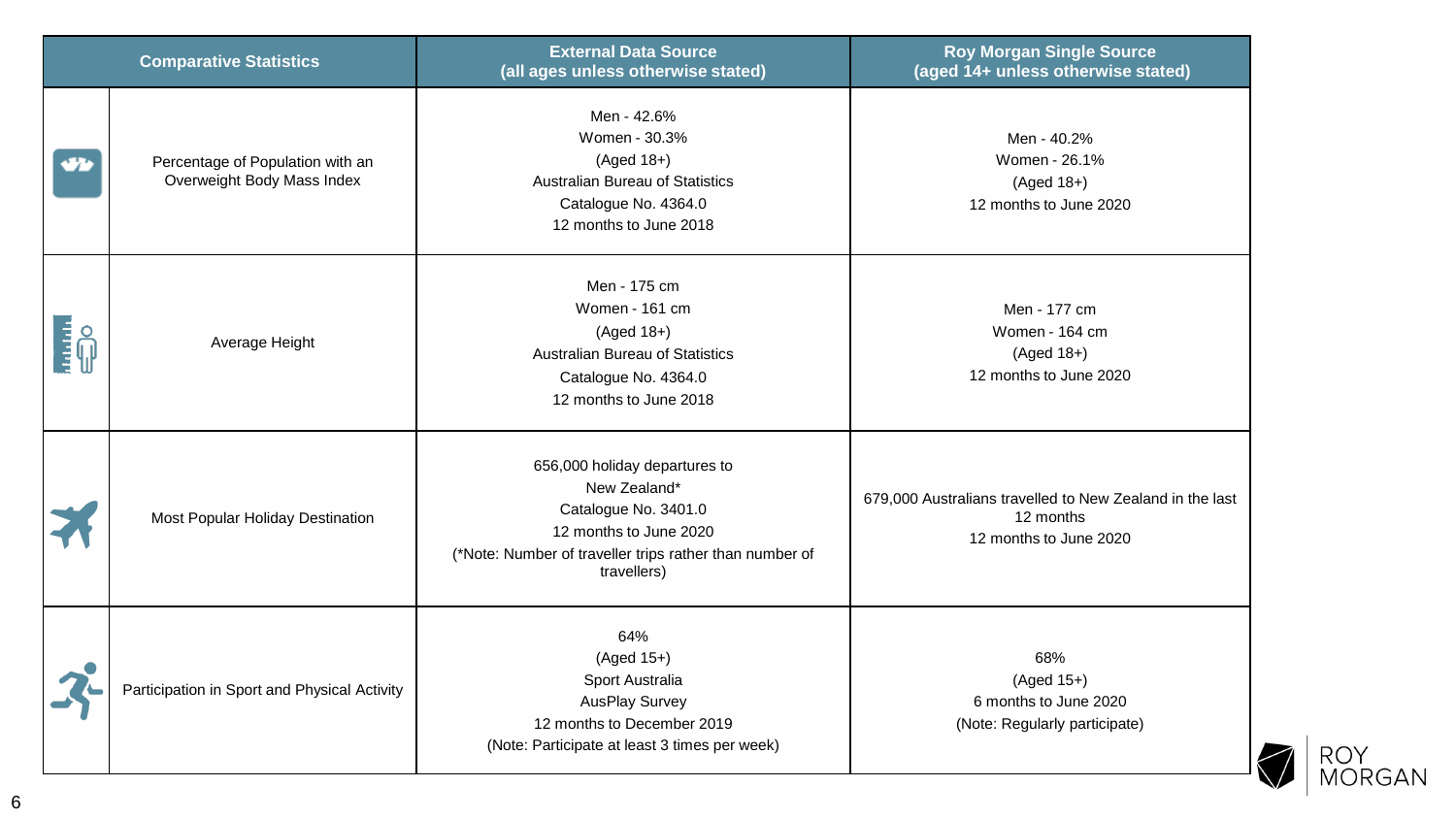| Comparative Statistics | | External Data Source (all ages unless otherwise stated) | Roy Morgan Single Source (aged 14+ unless otherwise stated) |
|---|---|---|---|
| | Percentage of Population with an Overweight Body Mass Index | Men - 42.6%<br>Women - 30.3%<br>(Aged 18+)<br>Australian Bureau of Statistics<br>Catalogue No. 4364.0<br>12 months to June 2018 | Men - 40.2%<br>Women - 26.1%<br>(Aged 18+)<br>12 months to June 2020 |
| | Average Height | Men - 175 cm<br>Women - 161 cm<br>(Aged 18+)<br>Australian Bureau of Statistics<br>Catalogue No. 4364.0<br>12 months to June 2018 | Men - 177 cm<br>Women - 164 cm<br>(Aged 18+)<br>12 months to June 2020 |
| | Most Popular Holiday Destination | 656,000 holiday departures to New Zealand*<br>Catalogue No. 3401.0<br>12 months to June 2020<br>(*Note: Number of traveller trips rather than number of travellers) | 679,000 Australians travelled to New Zealand in the last 12 months<br>12 months to June 2020 |
| | Participation in Sport and Physical Activity | 64%<br>(Aged 15+)<br>Sport Australia<br>AusPlay Survey<br>12 months to December 2019<br>(Note: Participate at least 3 times per week) | 68%<br>(Aged 15+)<br>6 months to June 2020<br>(Note: Regularly participate) |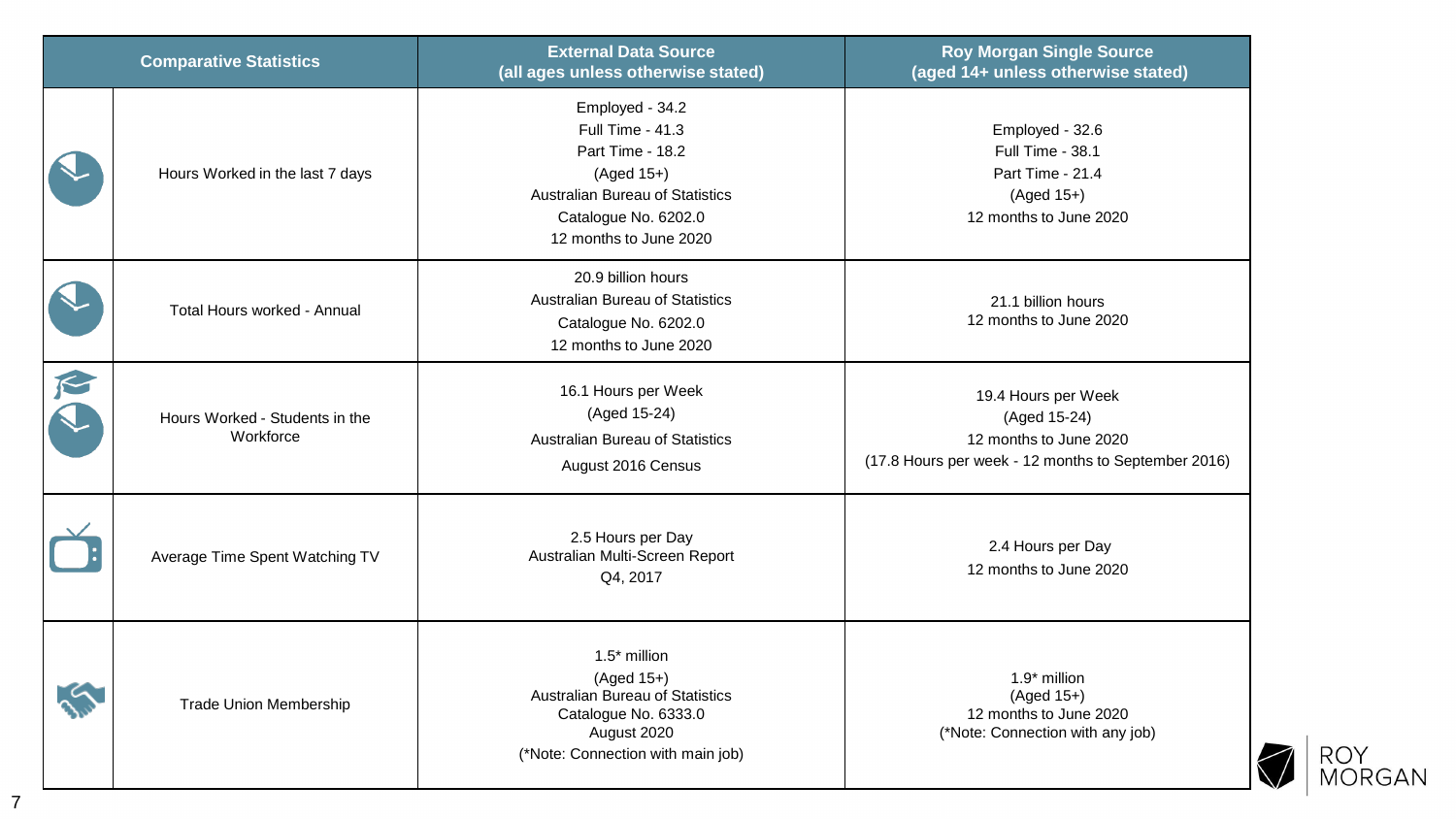| Comparative Statistics | External Data Source (all ages unless otherwise stated) | Roy Morgan Single Source (aged 14+ unless otherwise stated) |
|---|---|---|
| Hours Worked in the last 7 days | Employed - 34.2<br>Full Time - 41.3<br>Part Time - 18.2<br>(Aged 15+)<br>Australian Bureau of Statistics<br>Catalogue No. 6202.0<br>12 months to June 2020 | Employed - 32.6<br>Full Time - 38.1<br>Part Time - 21.4<br>(Aged 15+)<br>12 months to June 2020 |
| Total Hours worked - Annual | 20.9 billion hours<br>Australian Bureau of Statistics<br>Catalogue No. 6202.0<br>12 months to June 2020 | 21.1 billion hours<br>12 months to June 2020 |
| Hours Worked - Students in the Workforce | 16.1 Hours per Week<br>(Aged 15-24)<br>Australian Bureau of Statistics<br>August 2016 Census | 19.4 Hours per Week<br>(Aged 15-24)<br>12 months to June 2020<br>(17.8 Hours per week - 12 months to September 2016) |
| Average Time Spent Watching TV | 2.5 Hours per Day<br>Australian Multi-Screen Report<br>Q4, 2017 | 2.4 Hours per Day<br>12 months to June 2020 |
| Trade Union Membership | 1.5* million<br>(Aged 15+)<br>Australian Bureau of Statistics<br>Catalogue No. 6333.0<br>August 2020<br>(*Note: Connection with main job) | 1.9* million<br>(Aged 15+)<br>12 months to June 2020<br>(*Note: Connection with any job) |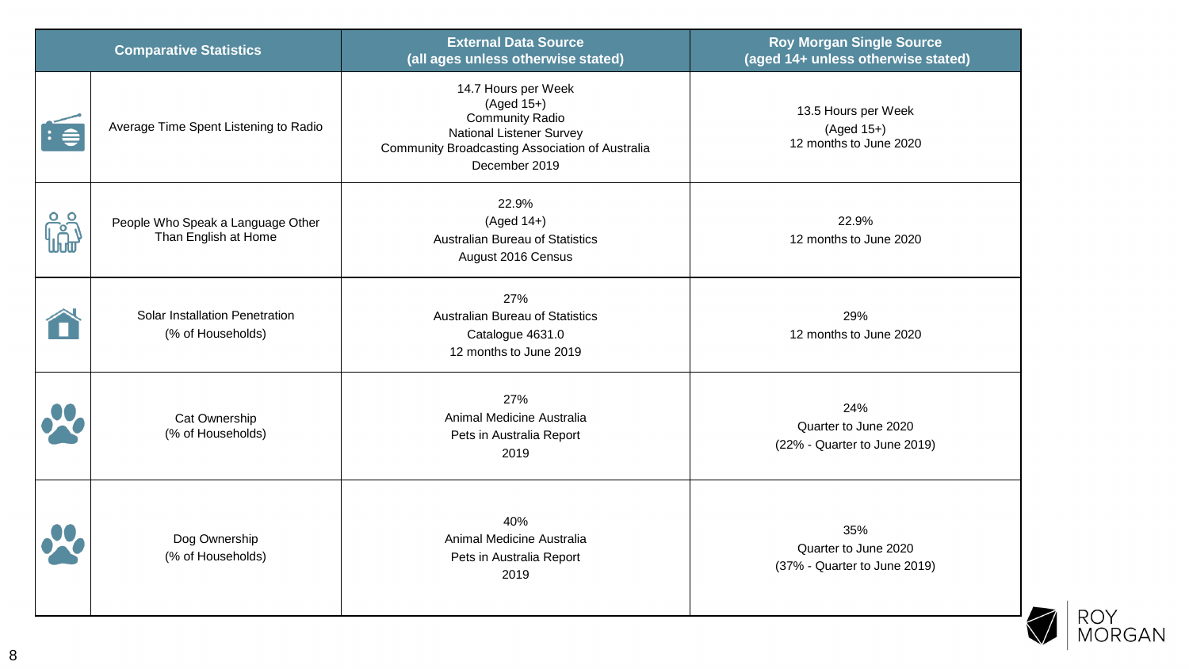| Comparative Statistics | External Data Source (all ages unless otherwise stated) | Roy Morgan Single Source (aged 14+ unless otherwise stated) |
| --- | --- | --- |
| Average Time Spent Listening to Radio | 14.7 Hours per Week (Aged 15+) Community Radio National Listener Survey Community Broadcasting Association of Australia December 2019 | 13.5 Hours per Week (Aged 15+) 12 months to June 2020 |
| People Who Speak a Language Other Than English at Home | 22.9% (Aged 14+) Australian Bureau of Statistics August 2016 Census | 22.9% 12 months to June 2020 |
| Solar Installation Penetration (% of Households) | 27% Australian Bureau of Statistics Catalogue 4631.0 12 months to June 2019 | 29% 12 months to June 2020 |
| Cat Ownership (% of Households) | 27% Animal Medicine Australia Pets in Australia Report 2019 | 24% Quarter to June 2020 (22% - Quarter to June 2019) |
| Dog Ownership (% of Households) | 40% Animal Medicine Australia Pets in Australia Report 2019 | 35% Quarter to June 2020 (37% - Quarter to June 2019) |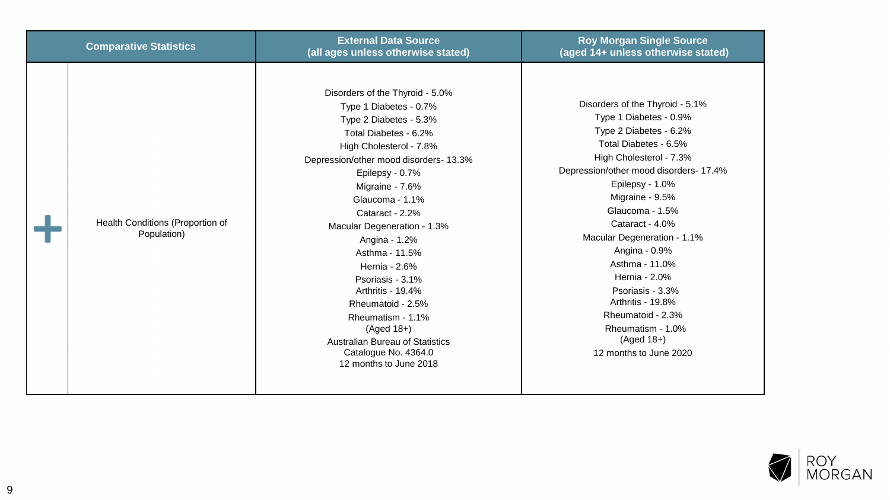| Comparative Statistics | | External Data Source (all ages unless otherwise stated) | Roy Morgan Single Source (aged 14+ unless otherwise stated) |
|---|---|---|---|
| + | Health Conditions (Proportion of Population) | Disorders of the Thyroid - 5.0%<br>Type 1 Diabetes - 0.7%<br>Type 2 Diabetes - 5.3%<br>Total Diabetes - 6.2%<br>High Cholesterol - 7.8%<br>Depression/other mood disorders- 13.3%<br>Epilepsy - 0.7%<br>Migraine - 7.6%<br>Glaucoma - 1.1%<br>Cataract - 2.2%<br>Macular Degeneration - 1.3%<br>Angina - 1.2%<br>Asthma - 11.5%<br>Hernia - 2.6%<br>Psoriasis - 3.1%<br>Arthritis - 19.4%<br>Rheumatoid - 2.5%<br>Rheumatism - 1.1%<br>(Aged 18+)<br>Australian Bureau of Statistics Catalogue No. 4364.0<br>12 months to June 2018 | Disorders of the Thyroid - 5.1%<br>Type 1 Diabetes - 0.9%<br>Type 2 Diabetes - 6.2%<br>Total Diabetes - 6.5%<br>High Cholesterol - 7.3%<br>Depression/other mood disorders- 17.4%<br>Epilepsy - 1.0%<br>Migraine - 9.5%<br>Glaucoma - 1.5%<br>Cataract - 4.0%<br>Macular Degeneration - 1.1%<br>Angina - 0.9%<br>Asthma - 11.0%<br>Hernia - 2.0%<br>Psoriasis - 3.3%<br>Arthritis - 19.8%<br>Rheumatoid - 2.3%<br>Rheumatism - 1.0%<br>(Aged 18+)<br>12 months to June 2020 |